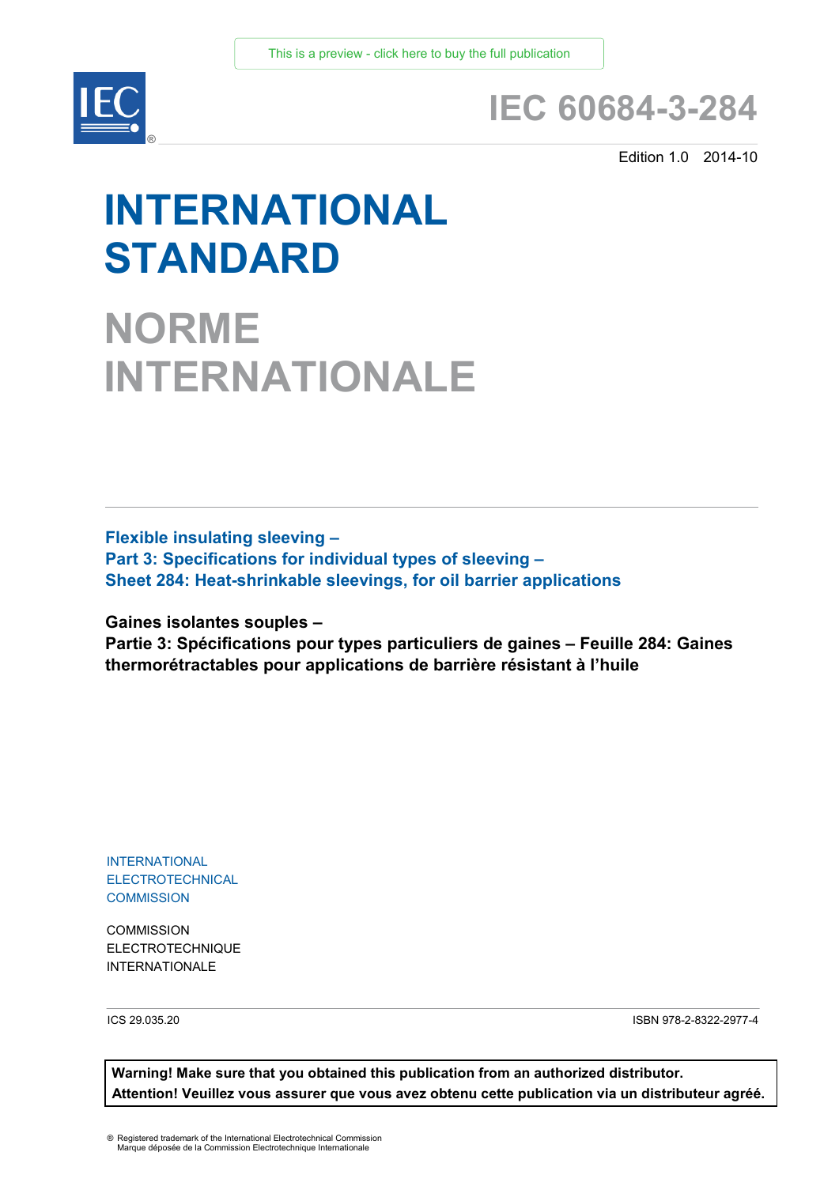This is a preview - click here to buy the full publication

# IEC 60684-3-284

Edition 1.0 2014-10

# INTERNATIONAL STANDARD

# NORME INTERNATIONALE

**Flexible insulating sleeving –**
**Part 3: Specifications for individual types of sleeving –**
**Sheet 284: Heat-shrinkable sleevings, for oil barrier applications**

**Gaines isolantes souples –**
**Partie 3: Spécifications pour types particuliers de gaines – Feuille 284: Gaines thermorétractables pour applications de barrière résistant à l'huile**

INTERNATIONAL
ELECTROTECHNICAL
COMMISSION

COMMISSION
ELECTROTECHNIQUE
INTERNATIONALE

ICS 29.035.20

ISBN 978-2-8322-2977-4

**Warning! Make sure that you obtained this publication from an authorized distributor.**
**Attention! Veuillez vous assurer que vous avez obtenu cette publication via un distributeur agréé.**

® Registered trademark of the International Electrotechnical Commission
Marque déposée de la Commission Electrotechnique Internationale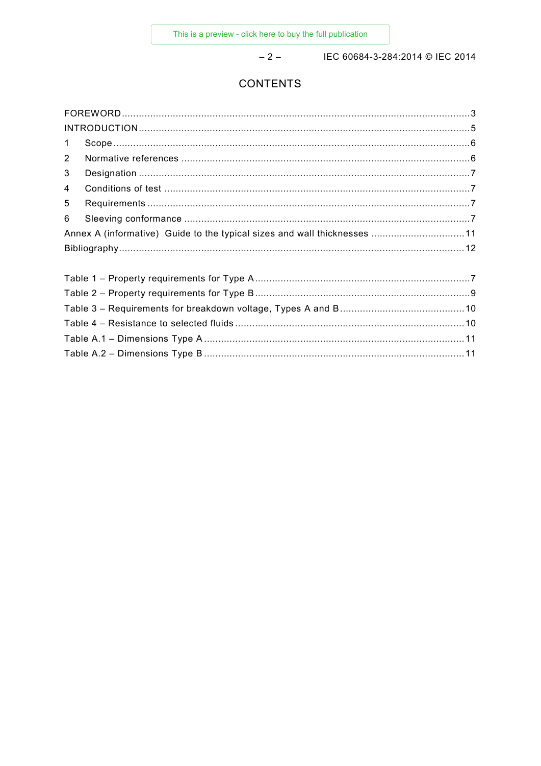# CONTENTS

FOREWORD ........................................................................................................................... 3
INTRODUCTION ..................................................................................................................... 5
1 Scope ................................................................................................................................ 6
2 Normative references ....................................................................................................... 6
3 Designation ....................................................................................................................... 7
4 Conditions of test .............................................................................................................. 7
5 Requirements .................................................................................................................... 7
6 Sleeving conformance ....................................................................................................... 7
Annex A (informative) Guide to the typical sizes and wall thicknesses ................................. 11
Bibliography ......................................................................................................................... 12

Table 1 – Property requirements for Type A ............................................................................ 7
Table 2 – Property requirements for Type B ............................................................................ 9
Table 3 – Requirements for breakdown voltage, Types A and B ............................................ 10
Table 4 – Resistance to selected fluids ................................................................................. 10
Table A.1 – Dimensions Type A ............................................................................................ 11
Table A.2 – Dimensions Type B ............................................................................................ 11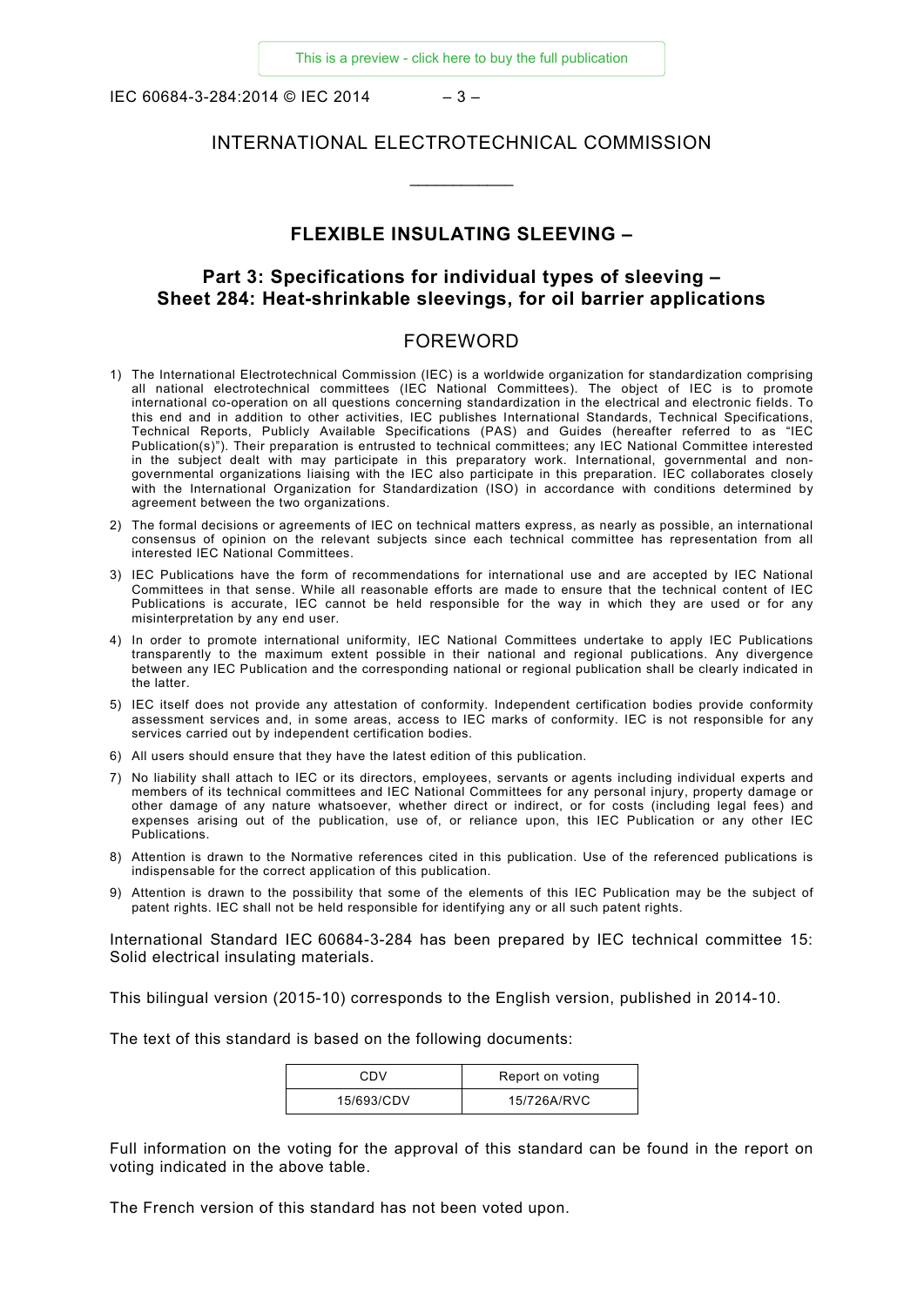# INTERNATIONAL ELECTROTECHNICAL COMMISSION

___________

## FLEXIBLE INSULATING SLEEVING –

## Part 3: Specifications for individual types of sleeving – Sheet 284: Heat-shrinkable sleevings, for oil barrier applications

## FOREWORD

1) The International Electrotechnical Commission (IEC) is a worldwide organization for standardization comprising all national electrotechnical committees (IEC National Committees). The object of IEC is to promote international co-operation on all questions concerning standardization in the electrical and electronic fields. To this end and in addition to other activities, IEC publishes International Standards, Technical Specifications, Technical Reports, Publicly Available Specifications (PAS) and Guides (hereafter referred to as "IEC Publication(s)"). Their preparation is entrusted to technical committees; any IEC National Committee interested in the subject dealt with may participate in this preparatory work. International, governmental and non-governmental organizations liaising with the IEC also participate in this preparation. IEC collaborates closely with the International Organization for Standardization (ISO) in accordance with conditions determined by agreement between the two organizations.

2) The formal decisions or agreements of IEC on technical matters express, as nearly as possible, an international consensus of opinion on the relevant subjects since each technical committee has representation from all interested IEC National Committees.

3) IEC Publications have the form of recommendations for international use and are accepted by IEC National Committees in that sense. While all reasonable efforts are made to ensure that the technical content of IEC Publications is accurate, IEC cannot be held responsible for the way in which they are used or for any misinterpretation by any end user.

4) In order to promote international uniformity, IEC National Committees undertake to apply IEC Publications transparently to the maximum extent possible in their national and regional publications. Any divergence between any IEC Publication and the corresponding national or regional publication shall be clearly indicated in the latter.

5) IEC itself does not provide any attestation of conformity. Independent certification bodies provide conformity assessment services and, in some areas, access to IEC marks of conformity. IEC is not responsible for any services carried out by independent certification bodies.

6) All users should ensure that they have the latest edition of this publication.

7) No liability shall attach to IEC or its directors, employees, servants or agents including individual experts and members of its technical committees and IEC National Committees for any personal injury, property damage or other damage of any nature whatsoever, whether direct or indirect, or for costs (including legal fees) and expenses arising out of the publication, use of, or reliance upon, this IEC Publication or any other IEC Publications.

8) Attention is drawn to the Normative references cited in this publication. Use of the referenced publications is indispensable for the correct application of this publication.

9) Attention is drawn to the possibility that some of the elements of this IEC Publication may be the subject of patent rights. IEC shall not be held responsible for identifying any or all such patent rights.

International Standard IEC 60684-3-284 has been prepared by IEC technical committee 15: Solid electrical insulating materials.

This bilingual version (2015-10) corresponds to the English version, published in 2014-10.

The text of this standard is based on the following documents:

| CDV | Report on voting |
|---|---|
| 15/693/CDV | 15/726A/RVC |

Full information on the voting for the approval of this standard can be found in the report on voting indicated in the above table.

The French version of this standard has not been voted upon.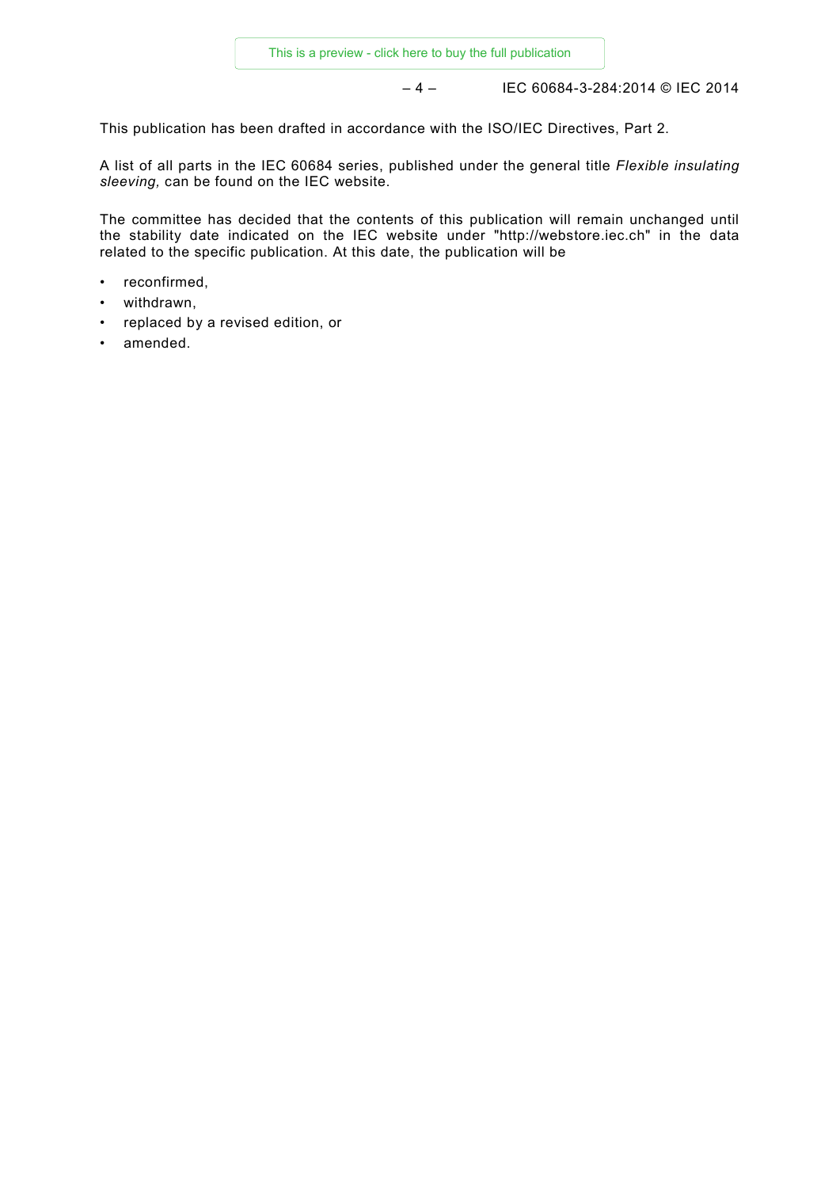This publication has been drafted in accordance with the ISO/IEC Directives, Part 2.

A list of all parts in the IEC 60684 series, published under the general title *Flexible insulating sleeving,* can be found on the IEC website.

The committee has decided that the contents of this publication will remain unchanged until the stability date indicated on the IEC website under "http://webstore.iec.ch" in the data related to the specific publication. At this date, the publication will be

- reconfirmed,
- withdrawn,
- replaced by a revised edition, or
- amended.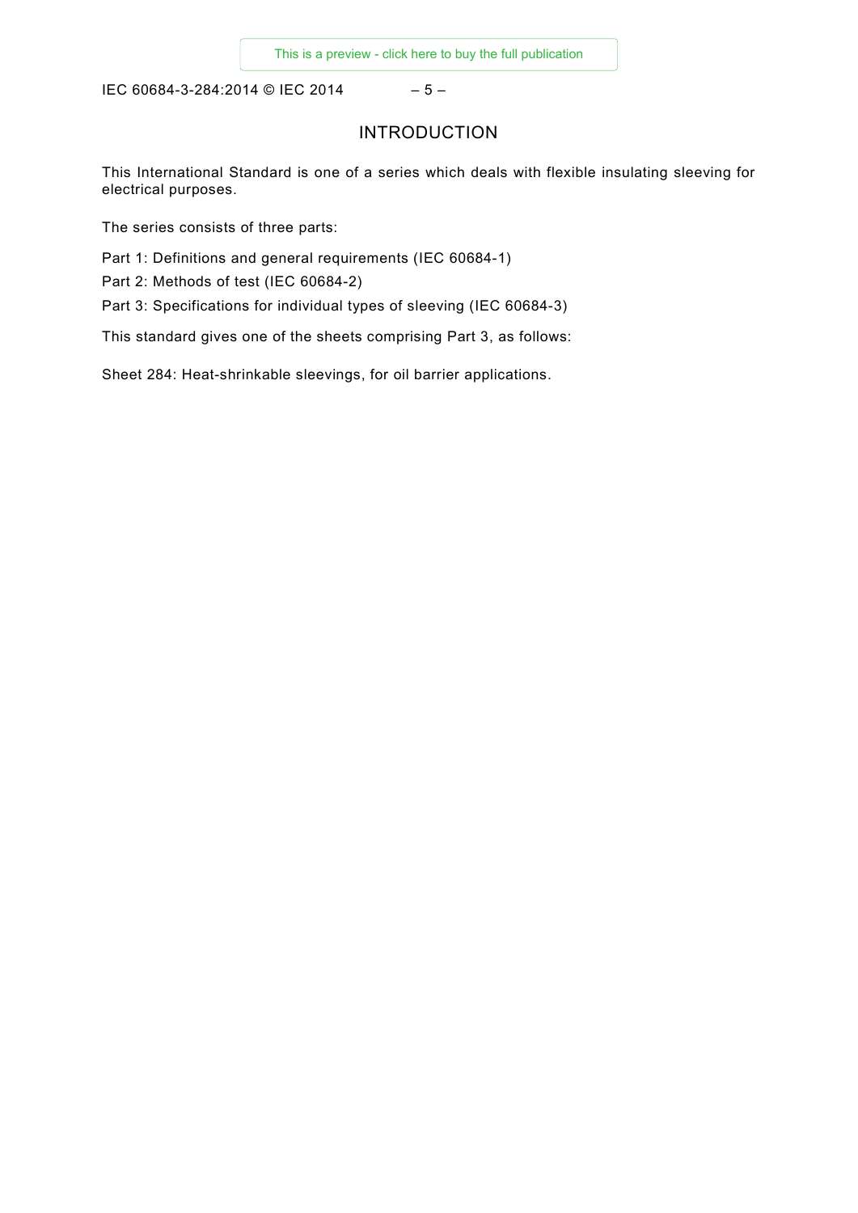# INTRODUCTION

This International Standard is one of a series which deals with flexible insulating sleeving for electrical purposes.

The series consists of three parts:

Part 1: Definitions and general requirements (IEC 60684-1)

Part 2: Methods of test (IEC 60684-2)

Part 3: Specifications for individual types of sleeving (IEC 60684-3)

This standard gives one of the sheets comprising Part 3, as follows:

Sheet 284: Heat-shrinkable sleevings, for oil barrier applications.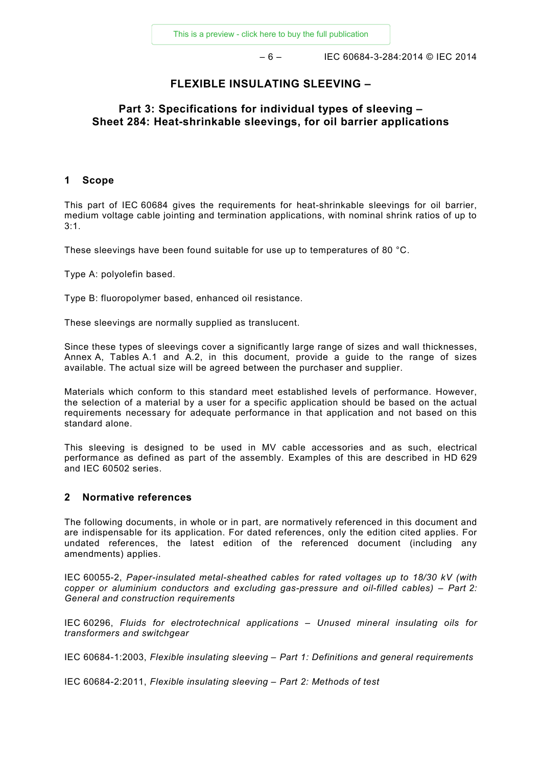# FLEXIBLE INSULATING SLEEVING –

## Part 3: Specifications for individual types of sleeving – Sheet 284: Heat-shrinkable sleevings, for oil barrier applications

## 1 Scope

This part of IEC 60684 gives the requirements for heat-shrinkable sleevings for oil barrier, medium voltage cable jointing and termination applications, with nominal shrink ratios of up to 3:1.

These sleevings have been found suitable for use up to temperatures of 80 °C.

Type A: polyolefin based.

Type B: fluoropolymer based, enhanced oil resistance.

These sleevings are normally supplied as translucent.

Since these types of sleevings cover a significantly large range of sizes and wall thicknesses, Annex A, Tables A.1 and A.2, in this document, provide a guide to the range of sizes available. The actual size will be agreed between the purchaser and supplier.

Materials which conform to this standard meet established levels of performance. However, the selection of a material by a user for a specific application should be based on the actual requirements necessary for adequate performance in that application and not based on this standard alone.

This sleeving is designed to be used in MV cable accessories and as such, electrical performance as defined as part of the assembly. Examples of this are described in HD 629 and IEC 60502 series.

## 2 Normative references

The following documents, in whole or in part, are normatively referenced in this document and are indispensable for its application. For dated references, only the edition cited applies. For undated references, the latest edition of the referenced document (including any amendments) applies.

IEC 60055-2, *Paper-insulated metal-sheathed cables for rated voltages up to 18/30 kV (with copper or aluminium conductors and excluding gas-pressure and oil-filled cables) – Part 2: General and construction requirements*

IEC 60296, *Fluids for electrotechnical applications – Unused mineral insulating oils for transformers and switchgear*

IEC 60684-1:2003, *Flexible insulating sleeving – Part 1: Definitions and general requirements*

IEC 60684-2:2011, *Flexible insulating sleeving – Part 2: Methods of test*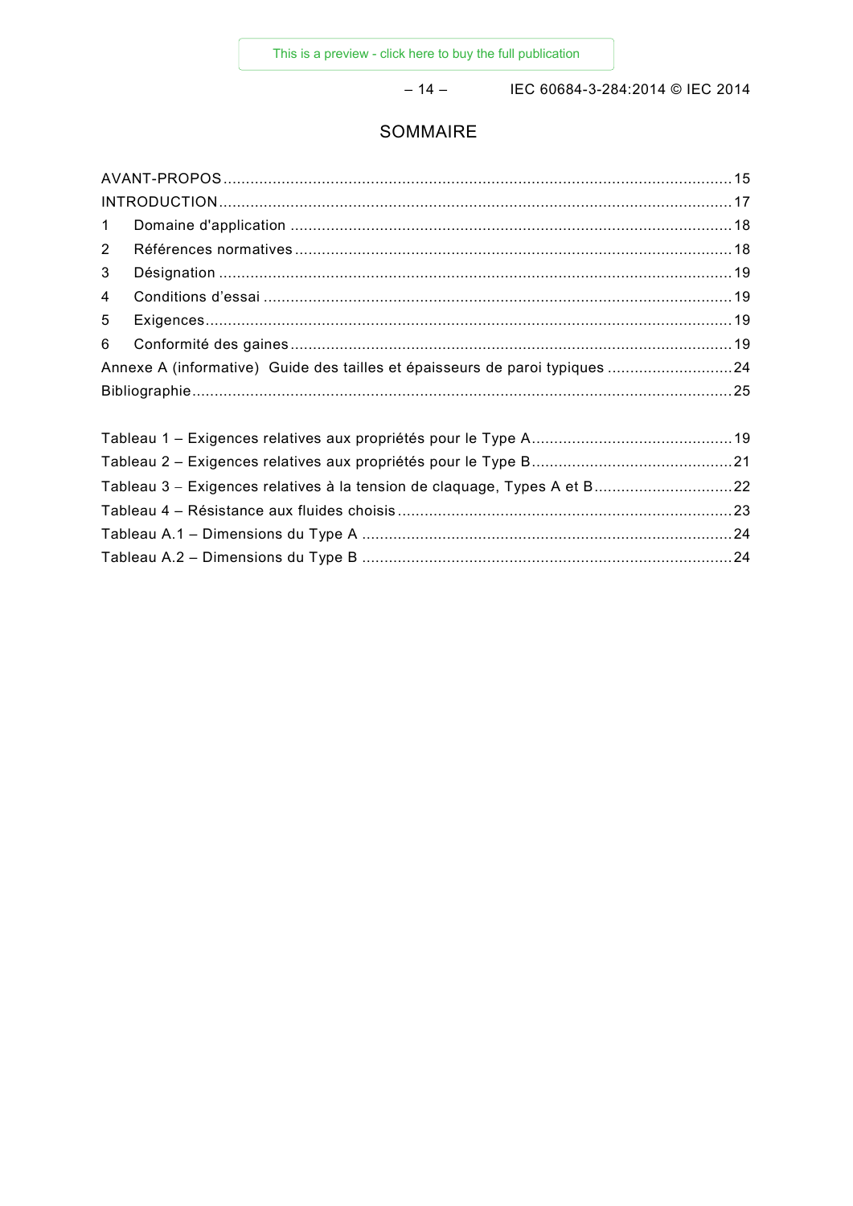# SOMMAIRE

AVANT-PROPOS ........................................................................................................ 15
INTRODUCTION ........................................................................................................ 17
1 Domaine d'application ........................................................................................ 18
2 Références normatives ........................................................................................ 18
3 Désignation ........................................................................................................ 19
4 Conditions d'essai ............................................................................................... 19
5 Exigences ........................................................................................................... 19
6 Conformité des gaines ......................................................................................... 19
Annexe A (informative) Guide des tailles et épaisseurs de paroi typiques ............................ 24
Bibliographie ........................................................................................................... 25

Tableau 1 – Exigences relatives aux propriétés pour le Type A ............................................ 19
Tableau 2 – Exigences relatives aux propriétés pour le Type B ............................................ 21
Tableau 3 – Exigences relatives à la tension de claquage, Types A et B ............................... 22
Tableau 4 – Résistance aux fluides choisis ........................................................................ 23
Tableau A.1 – Dimensions du Type A ................................................................................ 24
Tableau A.2 – Dimensions du Type B ................................................................................ 24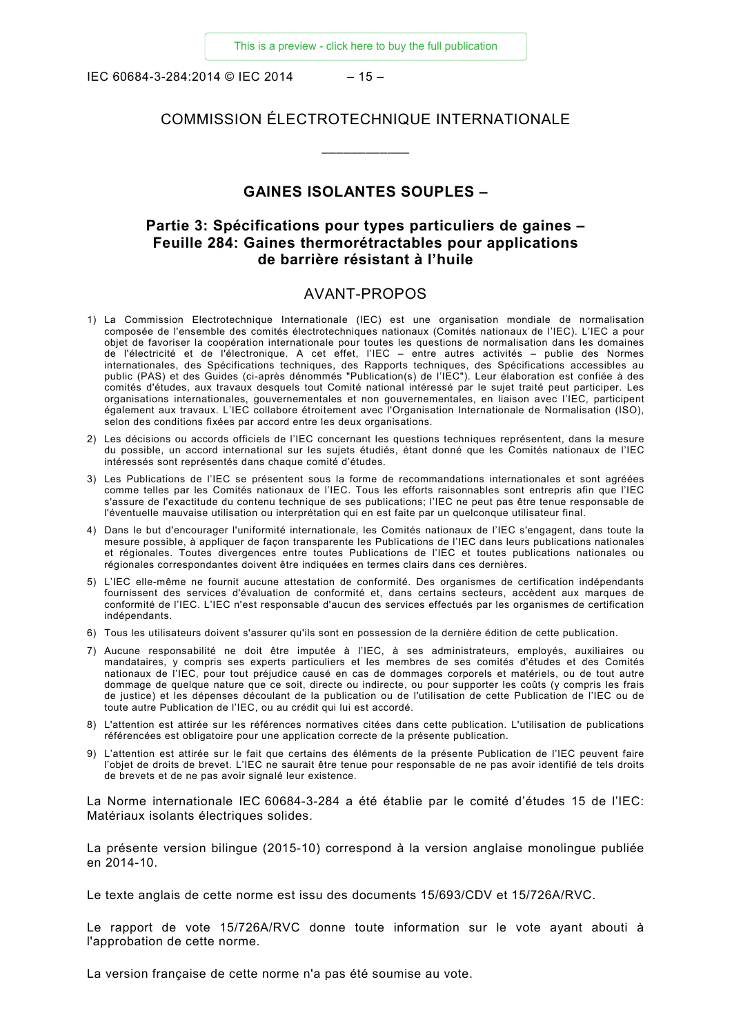# COMMISSION ÉLECTROTECHNIQUE INTERNATIONALE

___________

## GAINES ISOLANTES SOUPLES –

## Partie 3: Spécifications pour types particuliers de gaines – Feuille 284: Gaines thermorétractables pour applications de barrière résistant à l'huile

## AVANT-PROPOS

1) La Commission Electrotechnique Internationale (IEC) est une organisation mondiale de normalisation composée de l'ensemble des comités électrotechniques nationaux (Comités nationaux de l'IEC). L'IEC a pour objet de favoriser la coopération internationale pour toutes les questions de normalisation dans les domaines de l'électricité et de l'électronique. A cet effet, l'IEC – entre autres activités – publie des Normes internationales, des Spécifications techniques, des Rapports techniques, des Spécifications accessibles au public (PAS) et des Guides (ci-après dénommés "Publication(s) de l'IEC"). Leur élaboration est confiée à des comités d'études, aux travaux desquels tout Comité national intéressé par le sujet traité peut participer. Les organisations internationales, gouvernementales et non gouvernementales, en liaison avec l'IEC, participent également aux travaux. L'IEC collabore étroitement avec l'Organisation Internationale de Normalisation (ISO), selon des conditions fixées par accord entre les deux organisations.
2) Les décisions ou accords officiels de l'IEC concernant les questions techniques représentent, dans la mesure du possible, un accord international sur les sujets étudiés, étant donné que les Comités nationaux de l'IEC intéressés sont représentés dans chaque comité d'études.
3) Les Publications de l'IEC se présentent sous la forme de recommandations internationales et sont agréées comme telles par les Comités nationaux de l'IEC. Tous les efforts raisonnables sont entrepris afin que l'IEC s'assure de l'exactitude du contenu technique de ses publications; l'IEC ne peut pas être tenue responsable de l'éventuelle mauvaise utilisation ou interprétation qui en est faite par un quelconque utilisateur final.
4) Dans le but d'encourager l'uniformité internationale, les Comités nationaux de l'IEC s'engagent, dans toute la mesure possible, à appliquer de façon transparente les Publications de l'IEC dans leurs publications nationales et régionales. Toutes divergences entre toutes Publications de l'IEC et toutes publications nationales ou régionales correspondantes doivent être indiquées en termes clairs dans ces dernières.
5) L'IEC elle-même ne fournit aucune attestation de conformité. Des organismes de certification indépendants fournissent des services d'évaluation de conformité et, dans certains secteurs, accèdent aux marques de conformité de l'IEC. L'IEC n'est responsable d'aucun des services effectués par les organismes de certification indépendants.
6) Tous les utilisateurs doivent s'assurer qu'ils sont en possession de la dernière édition de cette publication.
7) Aucune responsabilité ne doit être imputée à l'IEC, à ses administrateurs, employés, auxiliaires ou mandataires, y compris ses experts particuliers et les membres de ses comités d'études et des Comités nationaux de l'IEC, pour tout préjudice causé en cas de dommages corporels et matériels, ou de tout autre dommage de quelque nature que ce soit, directe ou indirecte, ou pour supporter les coûts (y compris les frais de justice) et les dépenses découlant de la publication ou de l'utilisation de cette Publication de l'IEC ou de toute autre Publication de l'IEC, ou au crédit qui lui est accordé.
8) L'attention est attirée sur les références normatives citées dans cette publication. L'utilisation de publications référencées est obligatoire pour une application correcte de la présente publication.
9) L'attention est attirée sur le fait que certains des éléments de la présente Publication de l'IEC peuvent faire l'objet de droits de brevet. L'IEC ne saurait être tenue pour responsable de ne pas avoir identifié de tels droits de brevets et de ne pas avoir signalé leur existence.

La Norme internationale IEC 60684-3-284 a été établie par le comité d'études 15 de l'IEC: Matériaux isolants électriques solides.

La présente version bilingue (2015-10) correspond à la version anglaise monolingue publiée en 2014-10.

Le texte anglais de cette norme est issu des documents 15/693/CDV et 15/726A/RVC.

Le rapport de vote 15/726A/RVC donne toute information sur le vote ayant abouti à l'approbation de cette norme.

La version française de cette norme n'a pas été soumise au vote.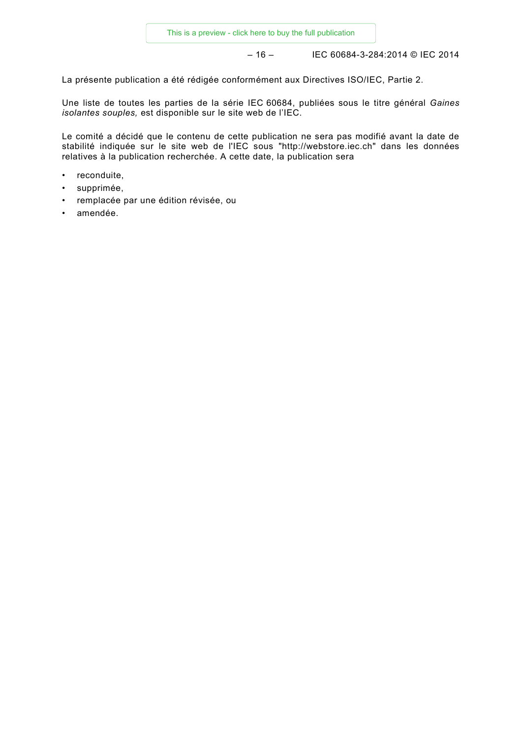La présente publication a été rédigée conformément aux Directives ISO/IEC, Partie 2.

Une liste de toutes les parties de la série IEC 60684, publiées sous le titre général *Gaines isolantes souples,* est disponible sur le site web de l'IEC.

Le comité a décidé que le contenu de cette publication ne sera pas modifié avant la date de stabilité indiquée sur le site web de l'IEC sous "http://webstore.iec.ch" dans les données relatives à la publication recherchée. A cette date, la publication sera

- reconduite,
- supprimée,
- remplacée par une édition révisée, ou
- amendée.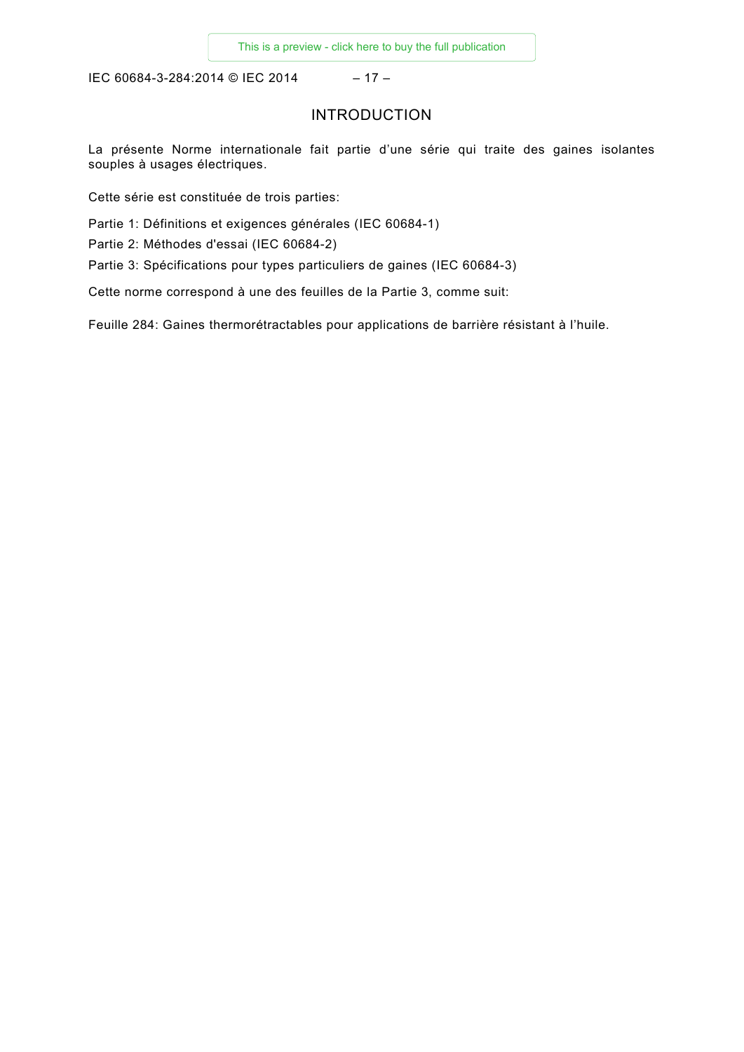# INTRODUCTION

La présente Norme internationale fait partie d'une série qui traite des gaines isolantes souples à usages électriques.

Cette série est constituée de trois parties:

Partie 1: Définitions et exigences générales (IEC 60684-1)

Partie 2: Méthodes d'essai (IEC 60684-2)

Partie 3: Spécifications pour types particuliers de gaines (IEC 60684-3)

Cette norme correspond à une des feuilles de la Partie 3, comme suit:

Feuille 284: Gaines thermorétractables pour applications de barrière résistant à l'huile.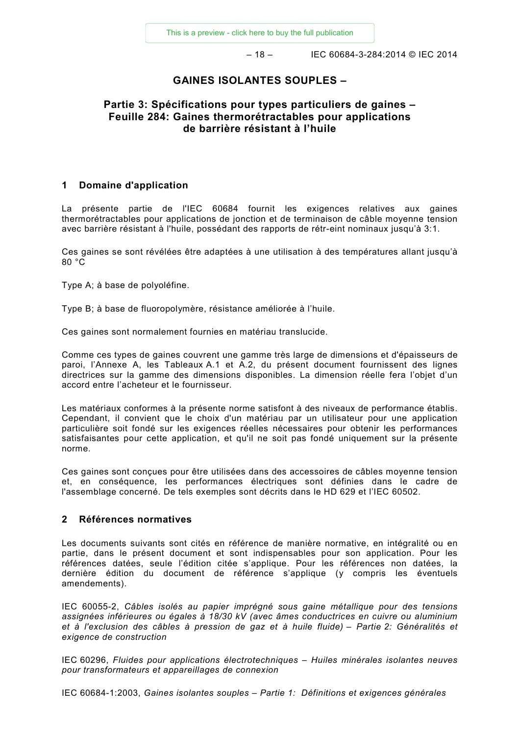# GAINES ISOLANTES SOUPLES –

## Partie 3: Spécifications pour types particuliers de gaines – Feuille 284: Gaines thermorétractables pour applications de barrière résistant à l'huile

## 1 Domaine d'application

La présente partie de l'IEC 60684 fournit les exigences relatives aux gaines thermorétractables pour applications de jonction et de terminaison de câble moyenne tension avec barrière résistant à l'huile, possédant des rapports de rétr-eint nominaux jusqu'à 3:1.

Ces gaines se sont révélées être adaptées à une utilisation à des températures allant jusqu'à 80 °C

Type A; à base de polyoléfine.

Type B; à base de fluoropolymère, résistance améliorée à l'huile.

Ces gaines sont normalement fournies en matériau translucide.

Comme ces types de gaines couvrent une gamme très large de dimensions et d'épaisseurs de paroi, l'Annexe A, les Tableaux A.1 et A.2, du présent document fournissent des lignes directrices sur la gamme des dimensions disponibles. La dimension réelle fera l'objet d'un accord entre l'acheteur et le fournisseur.

Les matériaux conformes à la présente norme satisfont à des niveaux de performance établis. Cependant, il convient que le choix d'un matériau par un utilisateur pour une application particulière soit fondé sur les exigences réelles nécessaires pour obtenir les performances satisfaisantes pour cette application, et qu'il ne soit pas fondé uniquement sur la présente norme.

Ces gaines sont conçues pour être utilisées dans des accessoires de câbles moyenne tension et, en conséquence, les performances électriques sont définies dans le cadre de l'assemblage concerné. De tels exemples sont décrits dans le HD 629 et l'IEC 60502.

## 2 Références normatives

Les documents suivants sont cités en référence de manière normative, en intégralité ou en partie, dans le présent document et sont indispensables pour son application. Pour les références datées, seule l'édition citée s'applique. Pour les références non datées, la dernière édition du document de référence s'applique (y compris les éventuels amendements).

IEC 60055-2, *Câbles isolés au papier imprégné sous gaine métallique pour des tensions assignées inférieures ou égales à 18/30 kV (avec âmes conductrices en cuivre ou aluminium et à l'exclusion des câbles à pression de gaz et à huile fluide) – Partie 2: Généralités et exigence de construction*

IEC 60296, *Fluides pour applications électrotechniques – Huiles minérales isolantes neuves pour transformateurs et appareillages de connexion*

IEC 60684-1:2003, *Gaines isolantes souples – Partie 1: Définitions et exigences générales*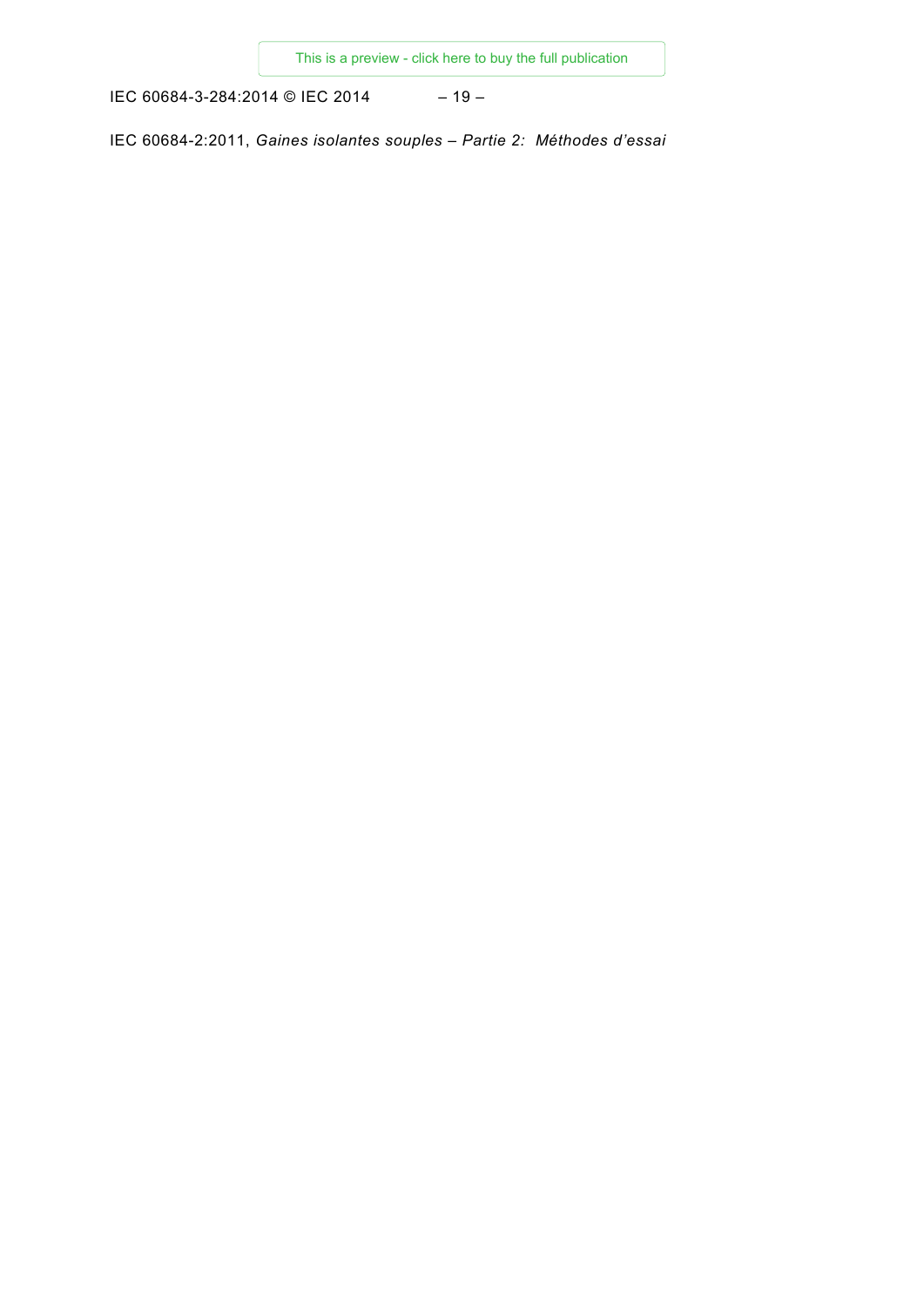IEC 60684-2:2011, *Gaines isolantes souples – Partie 2: Méthodes d'essai*